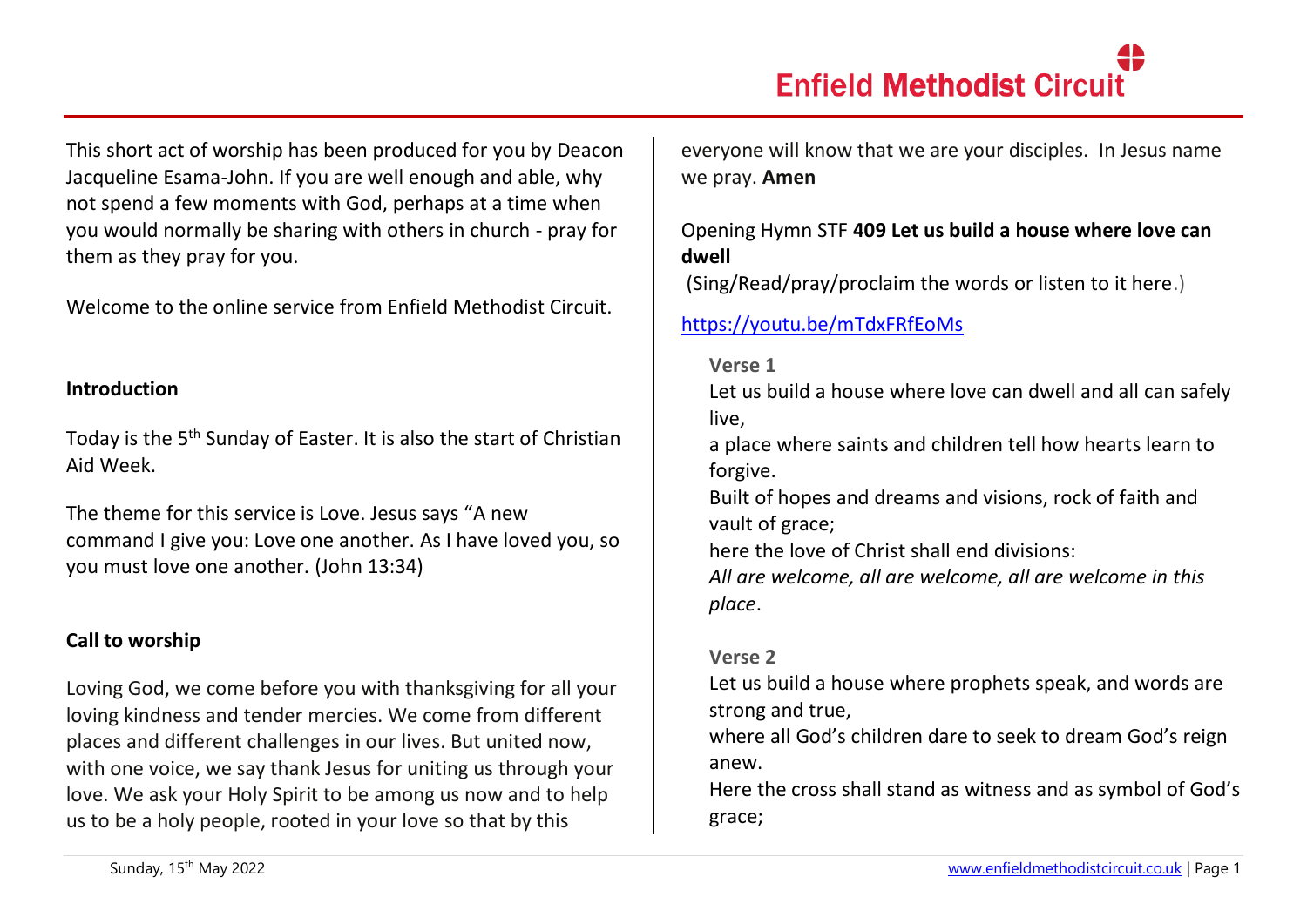This short act of worship has been produced for you by Deacon Jacqueline Esama-John. If you are well enough and able, why not spend a few moments with God, perhaps at a time when you would normally be sharing with others in church - pray for them as they pray for you.

Welcome to the online service from Enfield Methodist Circuit.

**Introduction**

Today is the 5th Sunday of Easter. It is also the start of Christian Aid Week.

The theme for this service is Love. Jesus says "A new command I give you: Love one another. As I have loved you, so you must love one another. (John 13:34)

**Call to worship**

Loving God, we come before you with thanksgiving for all your loving kindness and tender mercies. We come from different places and different challenges in our lives. But united now, with one voice, we say thank Jesus for uniting us through your love. We ask your Holy Spirit to be among us now and to help us to be a holy people, rooted in your love so that by this everyone will know that we are your disciples. In Jesus name we pray. **Amen**

Opening Hymn STF **409 Let us build a house where love can dwell**
(Sing/Read/pray/proclaim the words or listen to it here.)

https://youtu.be/mTdxFRfEoMs

**Verse 1**
Let us build a house where love can dwell and all can safely live,
a place where saints and children tell how hearts learn to forgive.
Built of hopes and dreams and visions, rock of faith and vault of grace;
here the love of Christ shall end divisions:
*All are welcome, all are welcome, all are welcome in this place*.

**Verse 2**
Let us build a house where prophets speak, and words are strong and true,
where all God's children dare to seek to dream God's reign anew.
Here the cross shall stand as witness and as symbol of God's grace;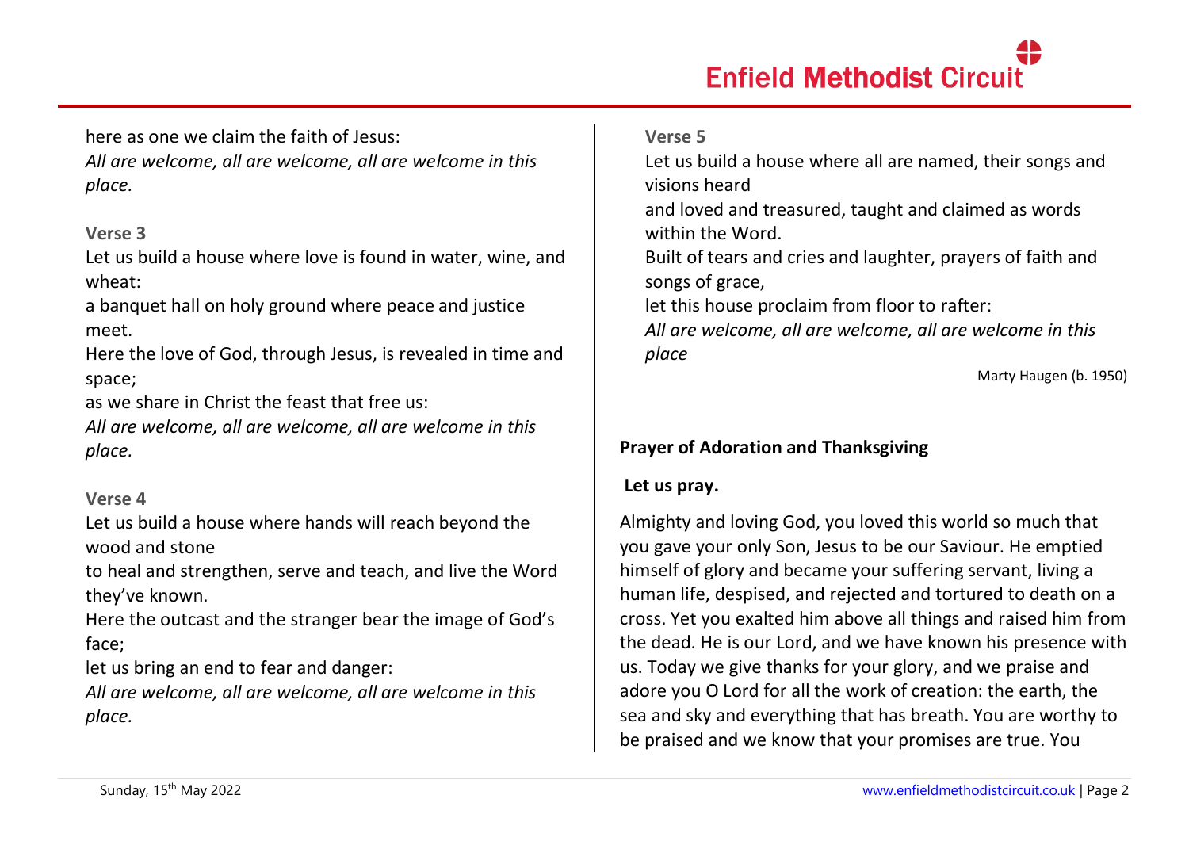here as one we claim the faith of Jesus:
*All are welcome, all are welcome, all are welcome in this place.*

**Verse 3**

Let us build a house where love is found in water, wine, and wheat:
a banquet hall on holy ground where peace and justice meet.
Here the love of God, through Jesus, is revealed in time and space;
as we share in Christ the feast that free us:
*All are welcome, all are welcome, all are welcome in this place.*

**Verse 4**

Let us build a house where hands will reach beyond the wood and stone
to heal and strengthen, serve and teach, and live the Word they've known.
Here the outcast and the stranger bear the image of God's face;
let us bring an end to fear and danger:
*All are welcome, all are welcome, all are welcome in this place.*

**Verse 5**

Let us build a house where all are named, their songs and visions heard
and loved and treasured, taught and claimed as words within the Word.
Built of tears and cries and laughter, prayers of faith and songs of grace,
let this house proclaim from floor to rafter:
*All are welcome, all are welcome, all are welcome in this place*

Marty Haugen (b. 1950)

**Prayer of Adoration and Thanksgiving**

**Let us pray.**

Almighty and loving God, you loved this world so much that you gave your only Son, Jesus to be our Saviour. He emptied himself of glory and became your suffering servant, living a human life, despised, and rejected and tortured to death on a cross. Yet you exalted him above all things and raised him from the dead. He is our Lord, and we have known his presence with us. Today we give thanks for your glory, and we praise and adore you O Lord for all the work of creation: the earth, the sea and sky and everything that has breath. You are worthy to be praised and we know that your promises are true. You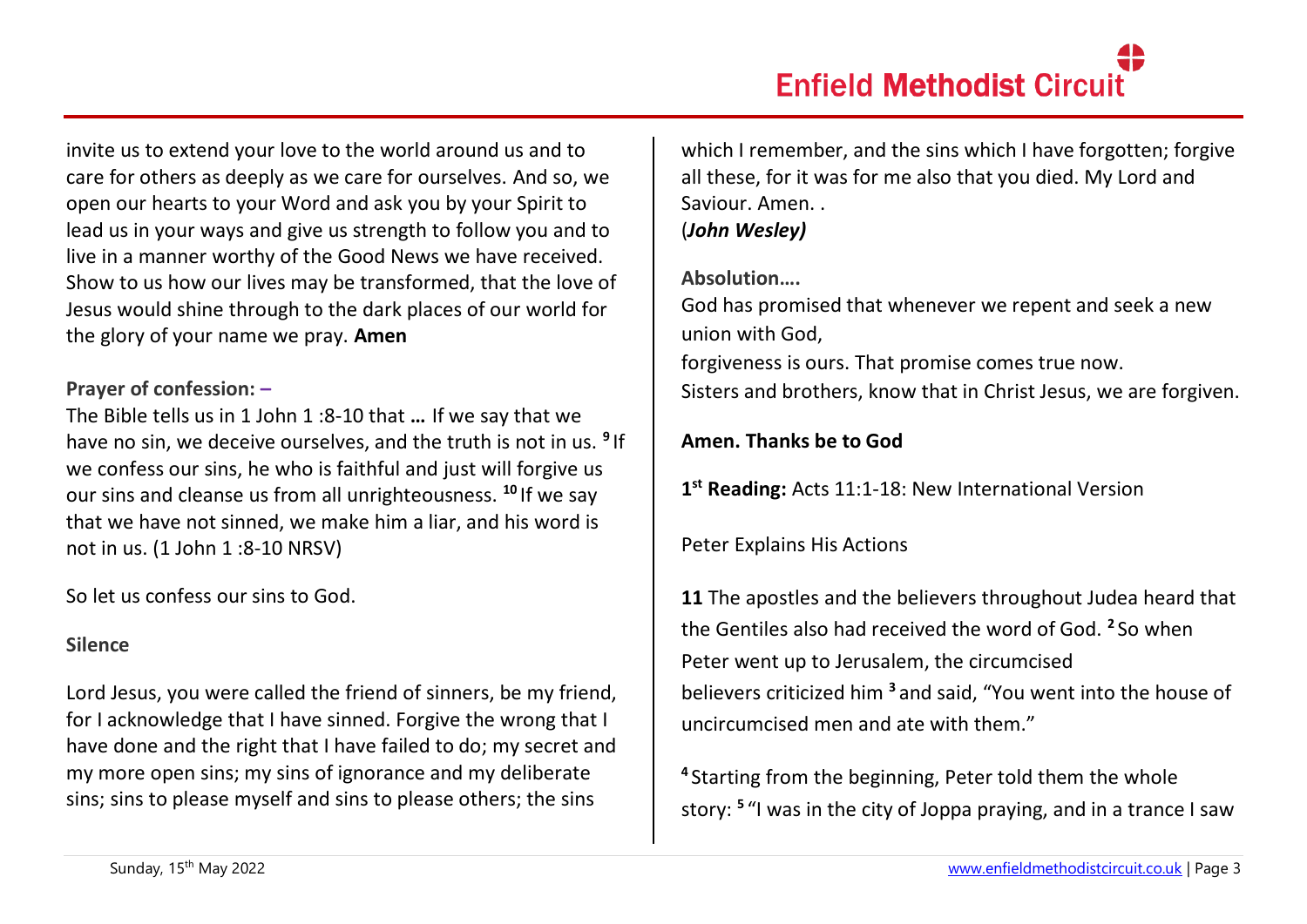invite us to extend your love to the world around us and to care for others as deeply as we care for ourselves. And so, we open our hearts to your Word and ask you by your Spirit to lead us in your ways and give us strength to follow you and to live in a manner worthy of the Good News we have received. Show to us how our lives may be transformed, that the love of Jesus would shine through to the dark places of our world for the glory of your name we pray. **Amen**

**Prayer of confession: –**

The Bible tells us in 1 John 1 :8-10 that **…** If we say that we have no sin, we deceive ourselves, and the truth is not in us. **9** If we confess our sins, he who is faithful and just will forgive us our sins and cleanse us from all unrighteousness. **10** If we say that we have not sinned, we make him a liar, and his word is not in us. (1 John 1 :8-10 NRSV)

So let us confess our sins to God.

**Silence**

Lord Jesus, you were called the friend of sinners, be my friend, for I acknowledge that I have sinned. Forgive the wrong that I have done and the right that I have failed to do; my secret and my more open sins; my sins of ignorance and my deliberate sins; sins to please myself and sins to please others; the sins which I remember, and the sins which I have forgotten; forgive all these, for it was for me also that you died. My Lord and Saviour. Amen. .
(***John Wesley)***

**Absolution….**

God has promised that whenever we repent and seek a new union with God,
forgiveness is ours. That promise comes true now.
Sisters and brothers, know that in Christ Jesus, we are forgiven.

**Amen. Thanks be to God**

**1st Reading:** Acts 11:1-18: New International Version

Peter Explains His Actions

**11** The apostles and the believers throughout Judea heard that the Gentiles also had received the word of God. **2** So when Peter went up to Jerusalem, the circumcised believers criticized him **3** and said, "You went into the house of uncircumcised men and ate with them."

**4** Starting from the beginning, Peter told them the whole story: **5** "I was in the city of Joppa praying, and in a trance I saw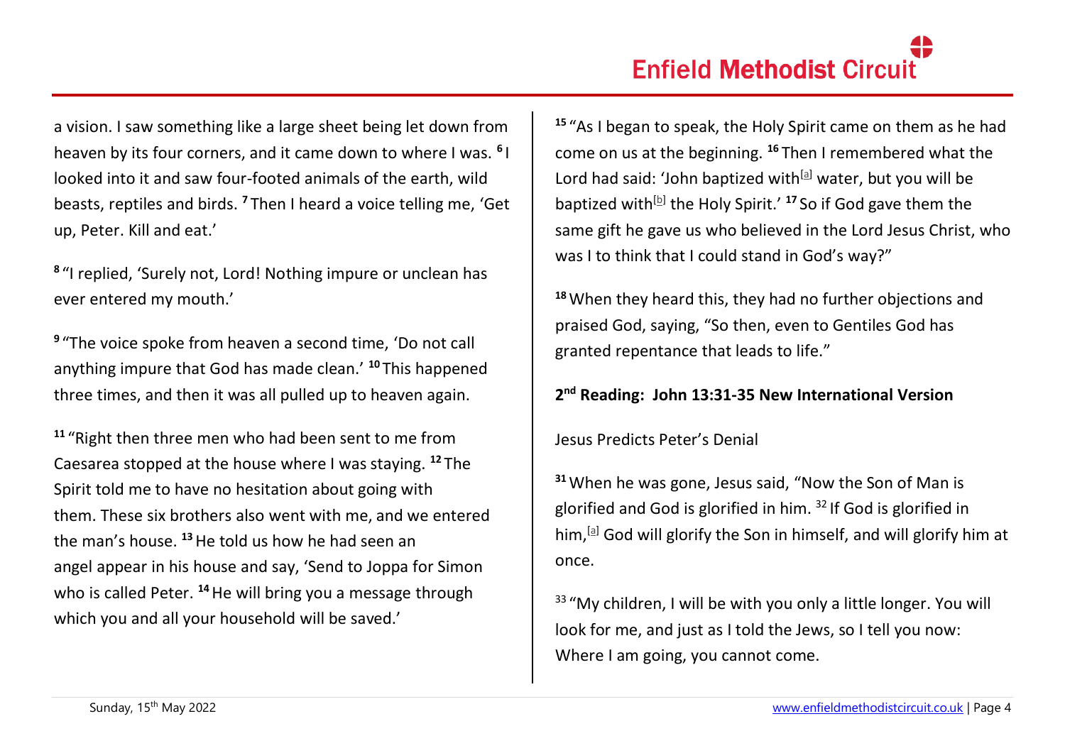a vision. I saw something like a large sheet being let down from heaven by its four corners, and it came down to where I was. **6** I looked into it and saw four-footed animals of the earth, wild beasts, reptiles and birds. **7** Then I heard a voice telling me, 'Get up, Peter. Kill and eat.'

**8** "I replied, 'Surely not, Lord! Nothing impure or unclean has ever entered my mouth.'

**9** "The voice spoke from heaven a second time, 'Do not call anything impure that God has made clean.' **10** This happened three times, and then it was all pulled up to heaven again.

**11** "Right then three men who had been sent to me from Caesarea stopped at the house where I was staying. **12** The Spirit told me to have no hesitation about going with them. These six brothers also went with me, and we entered the man's house. **13** He told us how he had seen an angel appear in his house and say, 'Send to Joppa for Simon who is called Peter. **14** He will bring you a message through which you and all your household will be saved.'

**15** "As I began to speak, the Holy Spirit came on them as he had come on us at the beginning. **16** Then I remembered what the Lord had said: 'John baptized with[a] water, but you will be baptized with[b] the Holy Spirit.' **17** So if God gave them the same gift he gave us who believed in the Lord Jesus Christ, who was I to think that I could stand in God's way?"

**18** When they heard this, they had no further objections and praised God, saying, "So then, even to Gentiles God has granted repentance that leads to life."

**2nd Reading: John 13:31-35 New International Version**

Jesus Predicts Peter's Denial

**31** When he was gone, Jesus said, "Now the Son of Man is glorified and God is glorified in him. 32 If God is glorified in him,[a] God will glorify the Son in himself, and will glorify him at once.

33 "My children, I will be with you only a little longer. You will look for me, and just as I told the Jews, so I tell you now: Where I am going, you cannot come.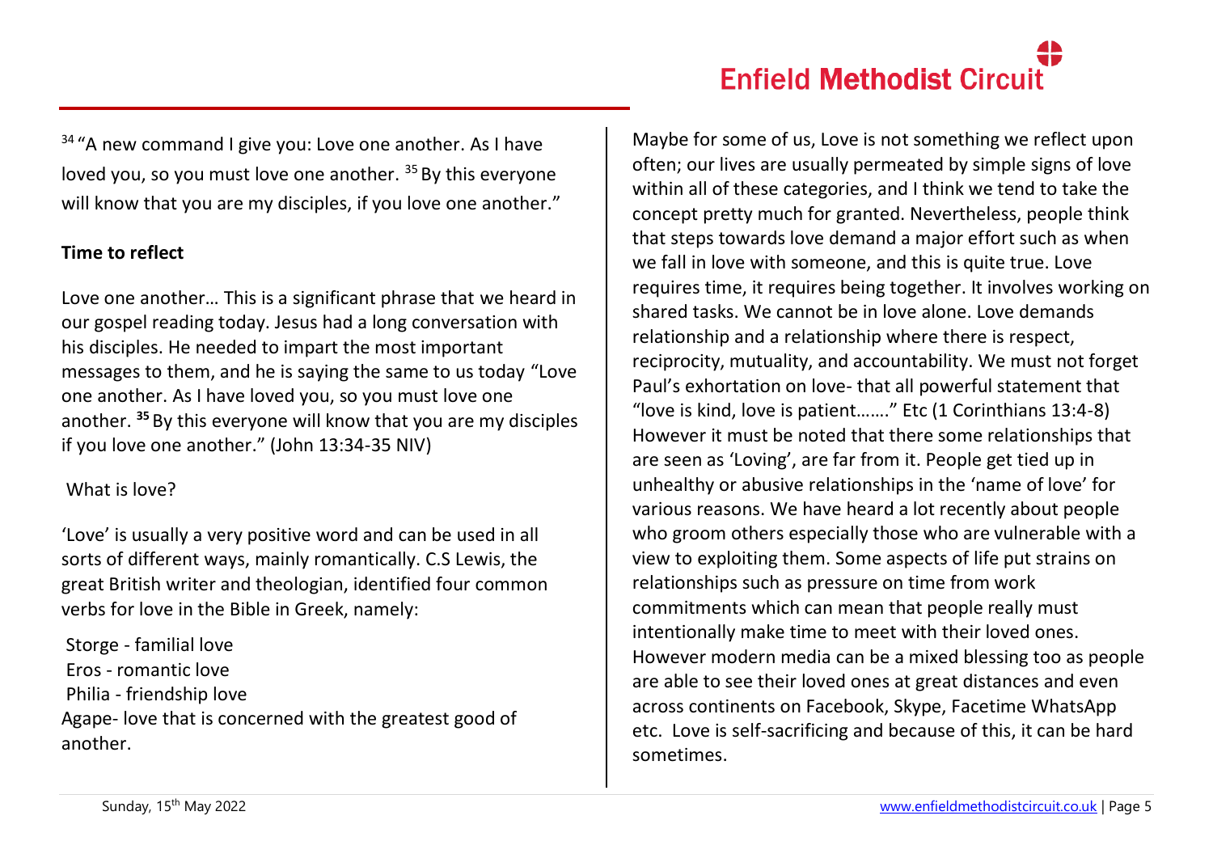[34] "A new command I give you: Love one another. As I have loved you, so you must love one another. [35] By this everyone will know that you are my disciples, if you love one another."

**Time to reflect**

Love one another… This is a significant phrase that we heard in our gospel reading today. Jesus had a long conversation with his disciples. He needed to impart the most important messages to them, and he is saying the same to us today "Love one another. As I have loved you, so you must love one another. **[35]** By this everyone will know that you are my disciples if you love one another." (John 13:34-35 NIV)

What is love?

'Love' is usually a very positive word and can be used in all sorts of different ways, mainly romantically. C.S Lewis, the great British writer and theologian, identified four common verbs for love in the Bible in Greek, namely:

Storge - familial love
Eros - romantic love
Philia - friendship love
Agape- love that is concerned with the greatest good of another.

Maybe for some of us, Love is not something we reflect upon often; our lives are usually permeated by simple signs of love within all of these categories, and I think we tend to take the concept pretty much for granted. Nevertheless, people think that steps towards love demand a major effort such as when we fall in love with someone, and this is quite true. Love requires time, it requires being together. It involves working on shared tasks. We cannot be in love alone. Love demands relationship and a relationship where there is respect, reciprocity, mutuality, and accountability. We must not forget Paul's exhortation on love- that all powerful statement that "love is kind, love is patient……." Etc (1 Corinthians 13:4-8) However it must be noted that there some relationships that are seen as 'Loving', are far from it. People get tied up in unhealthy or abusive relationships in the 'name of love' for various reasons. We have heard a lot recently about people who groom others especially those who are vulnerable with a view to exploiting them. Some aspects of life put strains on relationships such as pressure on time from work commitments which can mean that people really must intentionally make time to meet with their loved ones. However modern media can be a mixed blessing too as people are able to see their loved ones at great distances and even across continents on Facebook, Skype, Facetime WhatsApp etc. Love is self-sacrificing and because of this, it can be hard sometimes.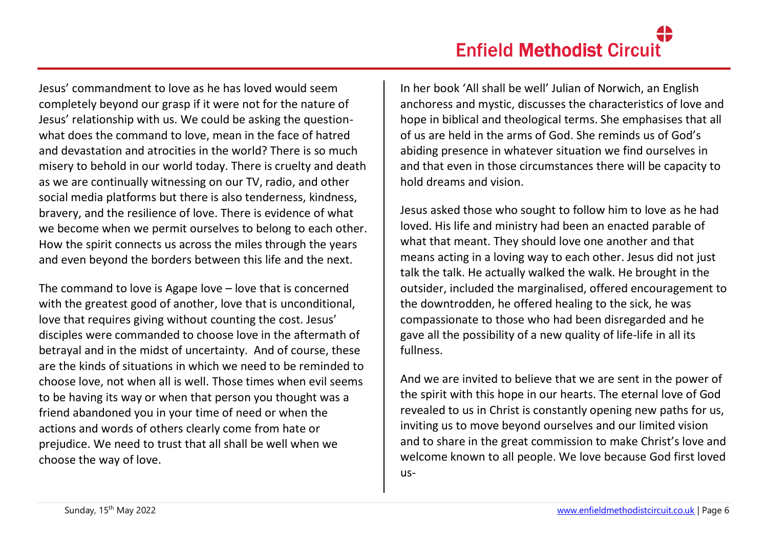Jesus' commandment to love as he has loved would seem completely beyond our grasp if it were not for the nature of Jesus' relationship with us. We could be asking the question-what does the command to love, mean in the face of hatred and devastation and atrocities in the world? There is so much misery to behold in our world today. There is cruelty and death as we are continually witnessing on our TV, radio, and other social media platforms but there is also tenderness, kindness, bravery, and the resilience of love. There is evidence of what we become when we permit ourselves to belong to each other. How the spirit connects us across the miles through the years and even beyond the borders between this life and the next.

The command to love is Agape love – love that is concerned with the greatest good of another, love that is unconditional, love that requires giving without counting the cost. Jesus' disciples were commanded to choose love in the aftermath of betrayal and in the midst of uncertainty. And of course, these are the kinds of situations in which we need to be reminded to choose love, not when all is well. Those times when evil seems to be having its way or when that person you thought was a friend abandoned you in your time of need or when the actions and words of others clearly come from hate or prejudice. We need to trust that all shall be well when we choose the way of love.

In her book 'All shall be well' Julian of Norwich, an English anchoress and mystic, discusses the characteristics of love and hope in biblical and theological terms. She emphasises that all of us are held in the arms of God. She reminds us of God's abiding presence in whatever situation we find ourselves in and that even in those circumstances there will be capacity to hold dreams and vision.

Jesus asked those who sought to follow him to love as he had loved. His life and ministry had been an enacted parable of what that meant. They should love one another and that means acting in a loving way to each other. Jesus did not just talk the talk. He actually walked the walk. He brought in the outsider, included the marginalised, offered encouragement to the downtrodden, he offered healing to the sick, he was compassionate to those who had been disregarded and he gave all the possibility of a new quality of life-life in all its fullness.

And we are invited to believe that we are sent in the power of the spirit with this hope in our hearts. The eternal love of God revealed to us in Christ is constantly opening new paths for us, inviting us to move beyond ourselves and our limited vision and to share in the great commission to make Christ's love and welcome known to all people. We love because God first loved us-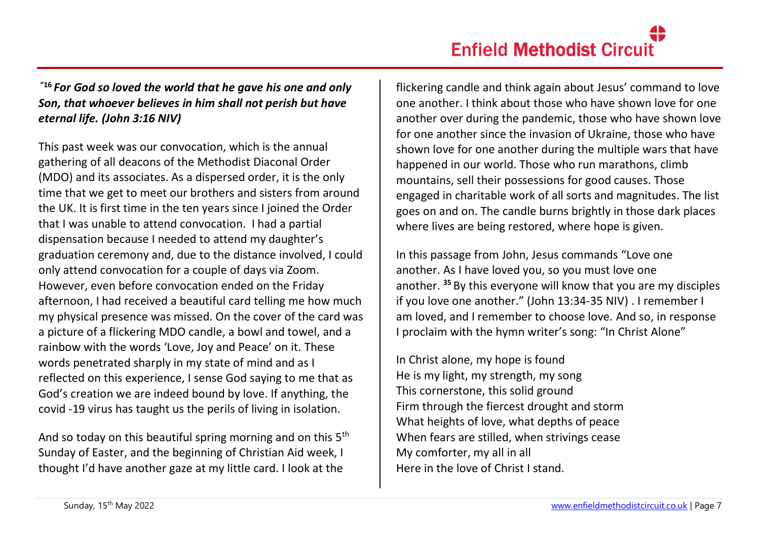"[16] ***For God so loved the world that he gave his one and only Son, that whoever believes in him shall not perish but have eternal life. (John 3:16 NIV)***

This past week was our convocation, which is the annual gathering of all deacons of the Methodist Diaconal Order (MDO) and its associates. As a dispersed order, it is the only time that we get to meet our brothers and sisters from around the UK. It is first time in the ten years since I joined the Order that I was unable to attend convocation. I had a partial dispensation because I needed to attend my daughter's graduation ceremony and, due to the distance involved, I could only attend convocation for a couple of days via Zoom. However, even before convocation ended on the Friday afternoon, I had received a beautiful card telling me how much my physical presence was missed. On the cover of the card was a picture of a flickering MDO candle, a bowl and towel, and a rainbow with the words 'Love, Joy and Peace' on it. These words penetrated sharply in my state of mind and as I reflected on this experience, I sense God saying to me that as God's creation we are indeed bound by love. If anything, the covid -19 virus has taught us the perils of living in isolation.

And so today on this beautiful spring morning and on this 5th Sunday of Easter, and the beginning of Christian Aid week, I thought I'd have another gaze at my little card. I look at the flickering candle and think again about Jesus' command to love one another. I think about those who have shown love for one another over during the pandemic, those who have shown love for one another since the invasion of Ukraine, those who have shown love for one another during the multiple wars that have happened in our world. Those who run marathons, climb mountains, sell their possessions for good causes. Those engaged in charitable work of all sorts and magnitudes. The list goes on and on. The candle burns brightly in those dark places where lives are being restored, where hope is given.

In this passage from John, Jesus commands "Love one another. As I have loved you, so you must love one another. [35] By this everyone will know that you are my disciples if you love one another." (John 13:34-35 NIV) . I remember I am loved, and I remember to choose love. And so, in response I proclaim with the hymn writer's song: "In Christ Alone"

In Christ alone, my hope is found
He is my light, my strength, my song
This cornerstone, this solid ground
Firm through the fiercest drought and storm
What heights of love, what depths of peace
When fears are stilled, when strivings cease
My comforter, my all in all
Here in the love of Christ I stand.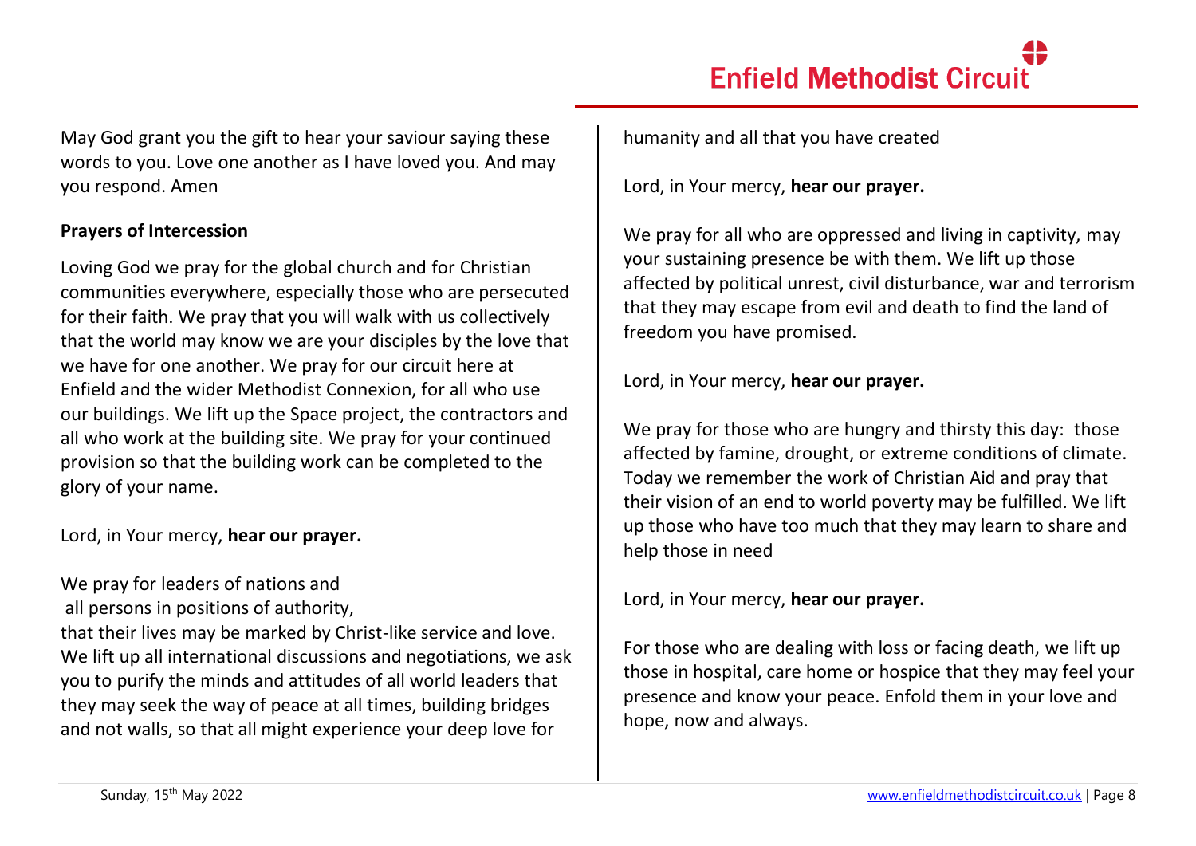May God grant you the gift to hear your saviour saying these words to you. Love one another as I have loved you. And may you respond. Amen

**Prayers of Intercession**

Loving God we pray for the global church and for Christian communities everywhere, especially those who are persecuted for their faith. We pray that you will walk with us collectively that the world may know we are your disciples by the love that we have for one another. We pray for our circuit here at Enfield and the wider Methodist Connexion, for all who use our buildings. We lift up the Space project, the contractors and all who work at the building site. We pray for your continued provision so that the building work can be completed to the glory of your name.

Lord, in Your mercy, **hear our prayer.**

We pray for leaders of nations and
all persons in positions of authority,
that their lives may be marked by Christ-like service and love. We lift up all international discussions and negotiations, we ask you to purify the minds and attitudes of all world leaders that they may seek the way of peace at all times, building bridges and not walls, so that all might experience your deep love for humanity and all that you have created

Lord, in Your mercy, **hear our prayer.**

We pray for all who are oppressed and living in captivity, may your sustaining presence be with them. We lift up those affected by political unrest, civil disturbance, war and terrorism that they may escape from evil and death to find the land of freedom you have promised.

Lord, in Your mercy, **hear our prayer.**

We pray for those who are hungry and thirsty this day: those affected by famine, drought, or extreme conditions of climate. Today we remember the work of Christian Aid and pray that their vision of an end to world poverty may be fulfilled. We lift up those who have too much that they may learn to share and help those in need

Lord, in Your mercy, **hear our prayer.**

For those who are dealing with loss or facing death, we lift up those in hospital, care home or hospice that they may feel your presence and know your peace. Enfold them in your love and hope, now and always.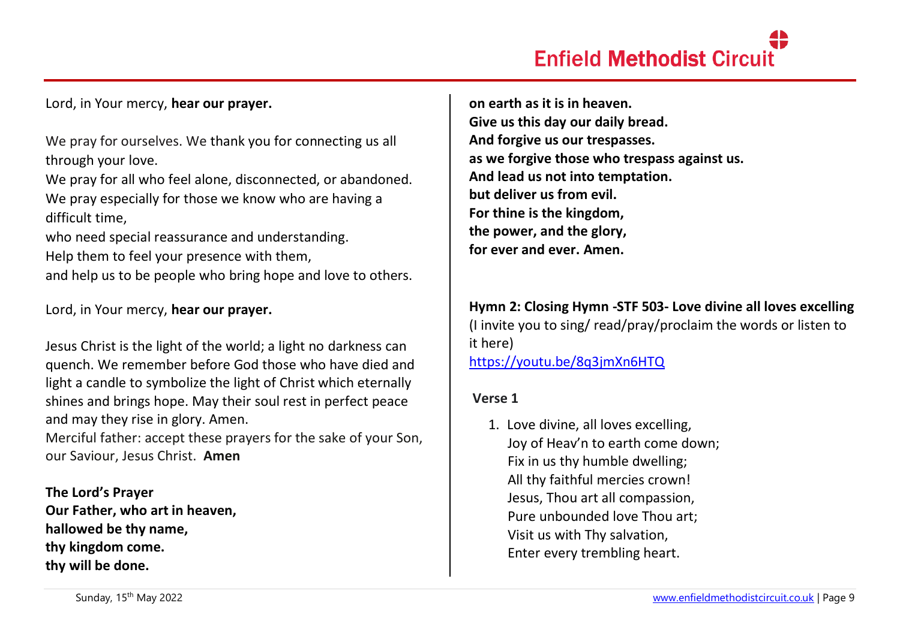Lord, in Your mercy, **hear our prayer.**

We pray for ourselves. We thank you for connecting us all through your love.
We pray for all who feel alone, disconnected, or abandoned.
We pray especially for those we know who are having a difficult time,
who need special reassurance and understanding.
Help them to feel your presence with them,
and help us to be people who bring hope and love to others.

Lord, in Your mercy, **hear our prayer.**

Jesus Christ is the light of the world; a light no darkness can quench. We remember before God those who have died and light a candle to symbolize the light of Christ which eternally shines and brings hope. May their soul rest in perfect peace and may they rise in glory. Amen.
Merciful father: accept these prayers for the sake of your Son, our Saviour, Jesus Christ. **Amen**

**The Lord's Prayer**
**Our Father, who art in heaven,**
**hallowed be thy name,**
**thy kingdom come.**
**thy will be done.**
**on earth as it is in heaven.**
**Give us this day our daily bread.**
**And forgive us our trespasses.**
**as we forgive those who trespass against us.**
**And lead us not into temptation.**
**but deliver us from evil.**
**For thine is the kingdom,**
**the power, and the glory,**
**for ever and ever. Amen.**

**Hymn 2: Closing Hymn -STF 503- Love divine all loves excelling**
(I invite you to sing/ read/pray/proclaim the words or listen to it here)
https://youtu.be/8q3jmXn6HTQ

**Verse 1**

1. Love divine, all loves excelling,
   Joy of Heav'n to earth come down;
   Fix in us thy humble dwelling;
   All thy faithful mercies crown!
   Jesus, Thou art all compassion,
   Pure unbounded love Thou art;
   Visit us with Thy salvation,
   Enter every trembling heart.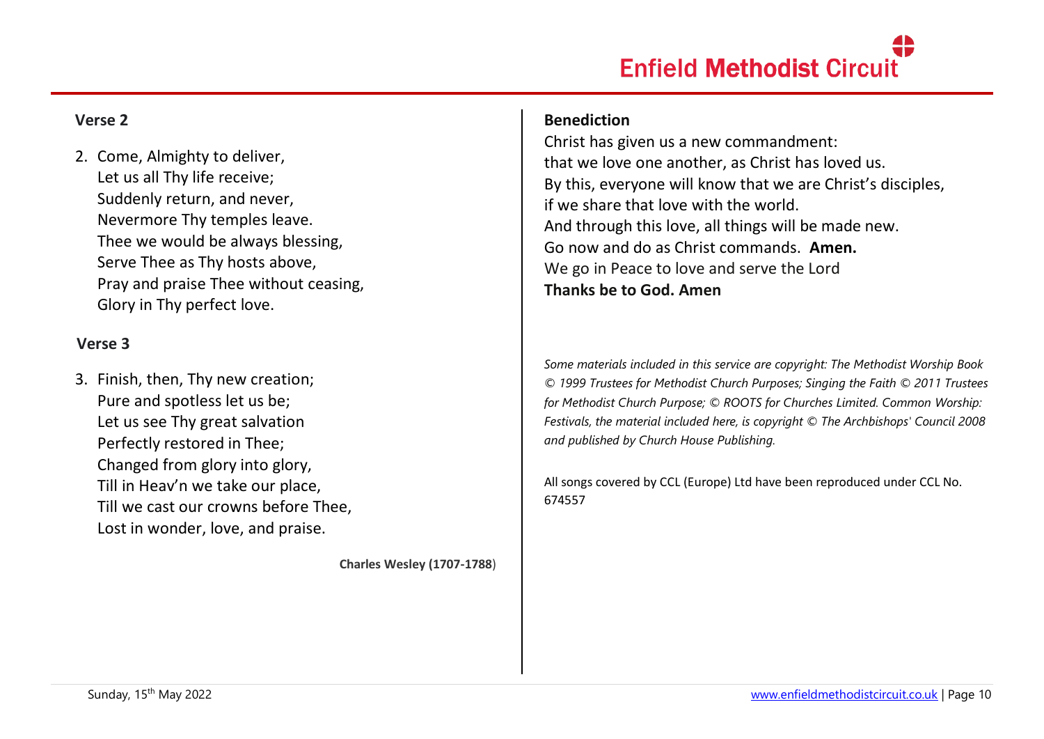**Verse 2**

2. Come, Almighty to deliver,
   Let us all Thy life receive;
   Suddenly return, and never,
   Nevermore Thy temples leave.
   Thee we would be always blessing,
   Serve Thee as Thy hosts above,
   Pray and praise Thee without ceasing,
   Glory in Thy perfect love.

**Verse 3**

3. Finish, then, Thy new creation;
   Pure and spotless let us be;
   Let us see Thy great salvation
   Perfectly restored in Thee;
   Changed from glory into glory,
   Till in Heav'n we take our place,
   Till we cast our crowns before Thee,
   Lost in wonder, love, and praise.

**Charles Wesley (1707-1788)**

**Benediction**

Christ has given us a new commandment:
that we love one another, as Christ has loved us.
By this, everyone will know that we are Christ's disciples,
if we share that love with the world.
And through this love, all things will be made new.
Go now and do as Christ commands. **Amen.**
We go in Peace to love and serve the Lord
**Thanks be to God. Amen**

*Some materials included in this service are copyright: The Methodist Worship Book © 1999 Trustees for Methodist Church Purposes; Singing the Faith © 2011 Trustees for Methodist Church Purpose; © ROOTS for Churches Limited. Common Worship: Festivals, the material included here, is copyright © The Archbishops' Council 2008 and published by Church House Publishing.*

All songs covered by CCL (Europe) Ltd have been reproduced under CCL No. 674557